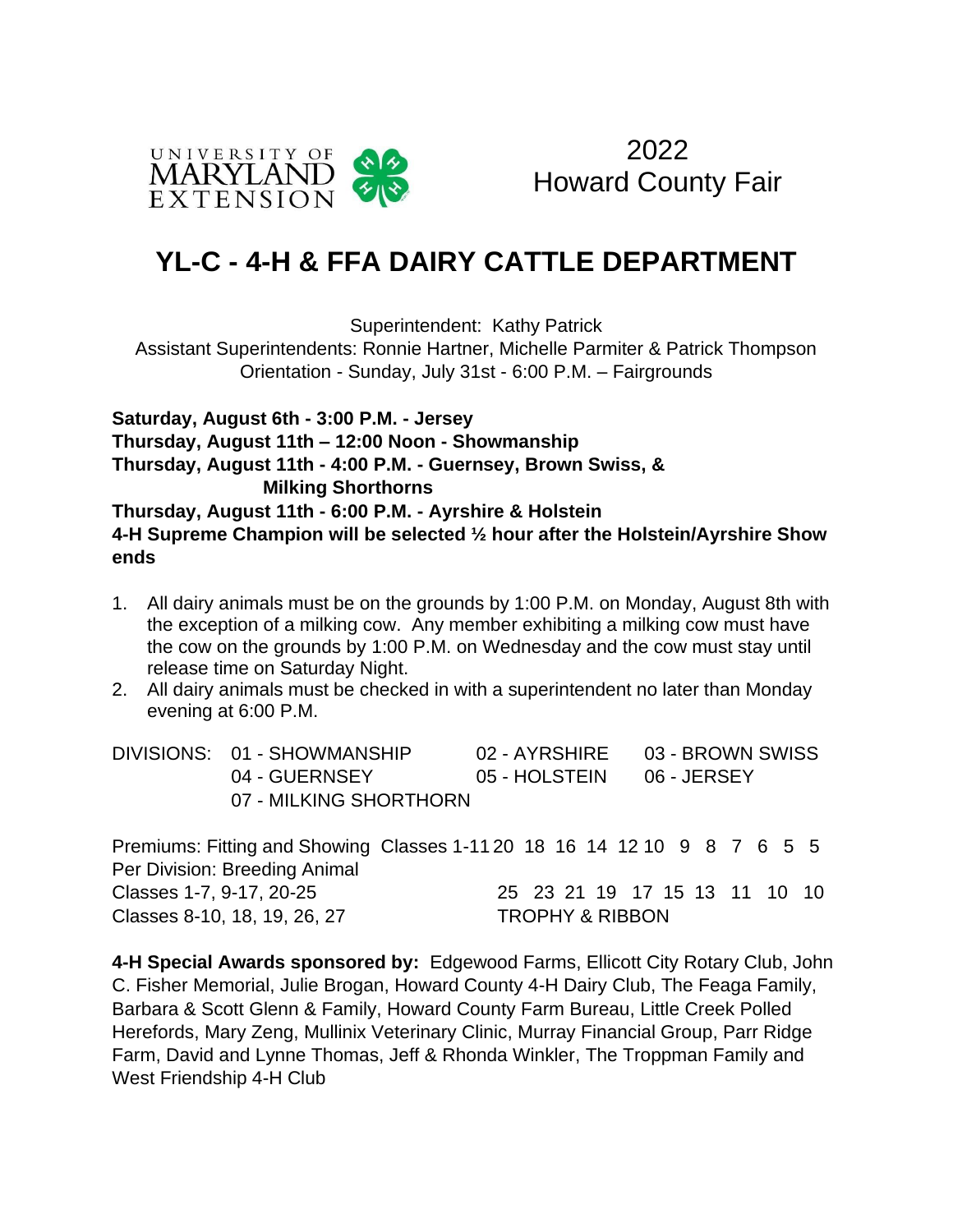2022
Howard County Fair

# YL-C - 4-H & FFA DAIRY CATTLE DEPARTMENT

Superintendent: Kathy Patrick
Assistant Superintendents: Ronnie Hartner, Michelle Parmiter & Patrick Thompson
Orientation - Sunday, July 31st - 6:00 P.M. – Fairgrounds

**Saturday, August 6th - 3:00 P.M. - Jersey**
**Thursday, August 11th – 12:00 Noon - Showmanship**
**Thursday, August 11th - 4:00 P.M. - Guernsey, Brown Swiss, & Milking Shorthorns**
**Thursday, August 11th - 6:00 P.M. - Ayrshire & Holstein**
**4-H Supreme Champion will be selected ½ hour after the Holstein/Ayrshire Show ends**

1. All dairy animals must be on the grounds by 1:00 P.M. on Monday, August 8th with the exception of a milking cow. Any member exhibiting a milking cow must have the cow on the grounds by 1:00 P.M. on Wednesday and the cow must stay until release time on Saturday Night.
2. All dairy animals must be checked in with a superintendent no later than Monday evening at 6:00 P.M.

DIVISIONS:
- 01 - SHOWMANSHIP
- 02 - AYRSHIRE
- 03 - BROWN SWISS
- 04 - GUERNSEY
- 05 - HOLSTEIN
- 06 - JERSEY
- 07 - MILKING SHORTHORN

Premiums: Fitting and Showing Classes 1-11 20 18 16 14 12 10 9 8 7 6 5 5
Per Division: Breeding Animal
Classes 1-7, 9-17, 20-25 25 23 21 19 17 15 13 11 10 10
Classes 8-10, 18, 19, 26, 27 TROPHY & RIBBON

**4-H Special Awards sponsored by:** Edgewood Farms, Ellicott City Rotary Club, John C. Fisher Memorial, Julie Brogan, Howard County 4-H Dairy Club, The Feaga Family, Barbara & Scott Glenn & Family, Howard County Farm Bureau, Little Creek Polled Herefords, Mary Zeng, Mullinix Veterinary Clinic, Murray Financial Group, Parr Ridge Farm, David and Lynne Thomas, Jeff & Rhonda Winkler, The Troppman Family and West Friendship 4-H Club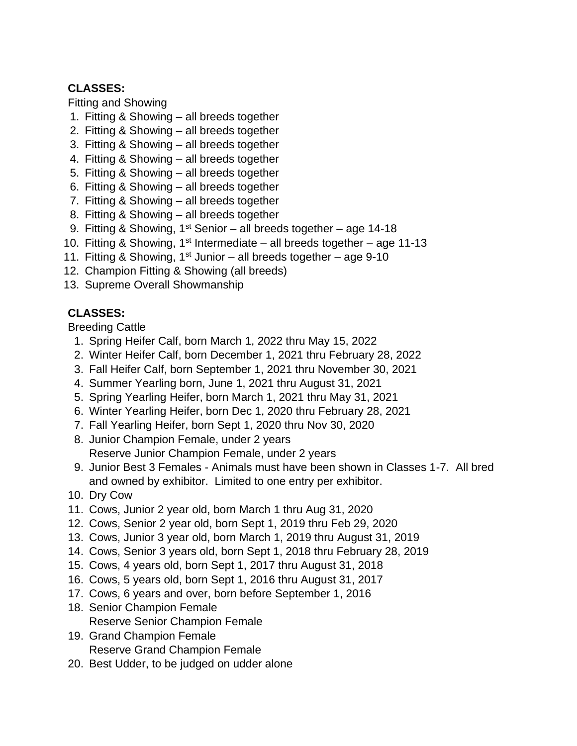**CLASSES:**

Fitting and Showing

1. Fitting & Showing – all breeds together
2. Fitting & Showing – all breeds together
3. Fitting & Showing – all breeds together
4. Fitting & Showing – all breeds together
5. Fitting & Showing – all breeds together
6. Fitting & Showing – all breeds together
7. Fitting & Showing – all breeds together
8. Fitting & Showing – all breeds together
9. Fitting & Showing, 1st Senior – all breeds together – age 14-18
10. Fitting & Showing, 1st Intermediate – all breeds together – age 11-13
11. Fitting & Showing, 1st Junior – all breeds together – age 9-10
12. Champion Fitting & Showing (all breeds)
13. Supreme Overall Showmanship

**CLASSES:**

Breeding Cattle

1. Spring Heifer Calf, born March 1, 2022 thru May 15, 2022
2. Winter Heifer Calf, born December 1, 2021 thru February 28, 2022
3. Fall Heifer Calf, born September 1, 2021 thru November 30, 2021
4. Summer Yearling born, June 1, 2021 thru August 31, 2021
5. Spring Yearling Heifer, born March 1, 2021 thru May 31, 2021
6. Winter Yearling Heifer, born Dec 1, 2020 thru February 28, 2021
7. Fall Yearling Heifer, born Sept 1, 2020 thru Nov 30, 2020
8. Junior Champion Female, under 2 years
   Reserve Junior Champion Female, under 2 years
9. Junior Best 3 Females - Animals must have been shown in Classes 1-7. All bred and owned by exhibitor. Limited to one entry per exhibitor.
10. Dry Cow
11. Cows, Junior 2 year old, born March 1 thru Aug 31, 2020
12. Cows, Senior 2 year old, born Sept 1, 2019 thru Feb 29, 2020
13. Cows, Junior 3 year old, born March 1, 2019 thru August 31, 2019
14. Cows, Senior 3 years old, born Sept 1, 2018 thru February 28, 2019
15. Cows, 4 years old, born Sept 1, 2017 thru August 31, 2018
16. Cows, 5 years old, born Sept 1, 2016 thru August 31, 2017
17. Cows, 6 years and over, born before September 1, 2016
18. Senior Champion Female
    Reserve Senior Champion Female
19. Grand Champion Female
    Reserve Grand Champion Female
20. Best Udder, to be judged on udder alone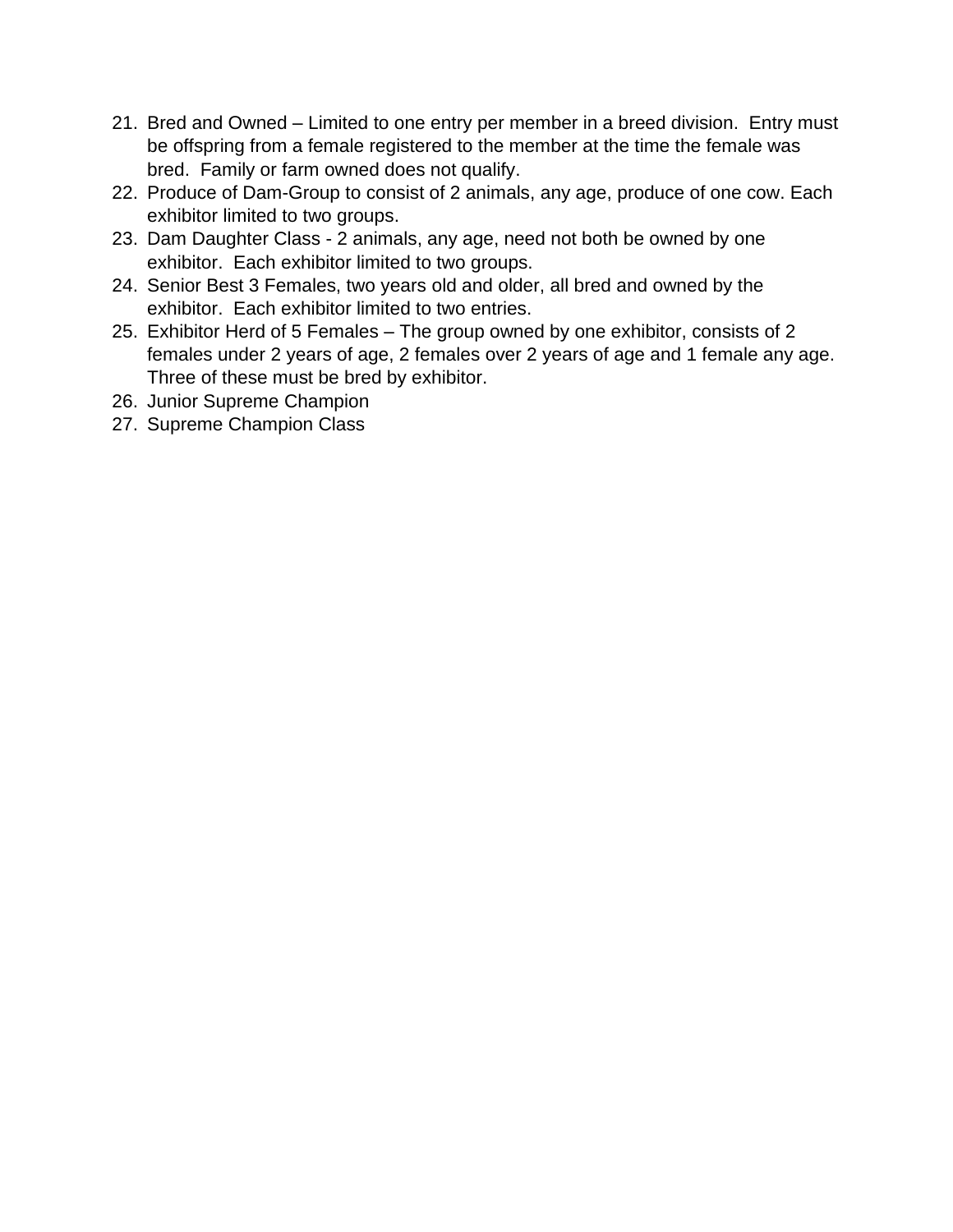21. Bred and Owned – Limited to one entry per member in a breed division. Entry must be offspring from a female registered to the member at the time the female was bred. Family or farm owned does not qualify.
22. Produce of Dam-Group to consist of 2 animals, any age, produce of one cow. Each exhibitor limited to two groups.
23. Dam Daughter Class - 2 animals, any age, need not both be owned by one exhibitor. Each exhibitor limited to two groups.
24. Senior Best 3 Females, two years old and older, all bred and owned by the exhibitor. Each exhibitor limited to two entries.
25. Exhibitor Herd of 5 Females – The group owned by one exhibitor, consists of 2 females under 2 years of age, 2 females over 2 years of age and 1 female any age. Three of these must be bred by exhibitor.
26. Junior Supreme Champion
27. Supreme Champion Class